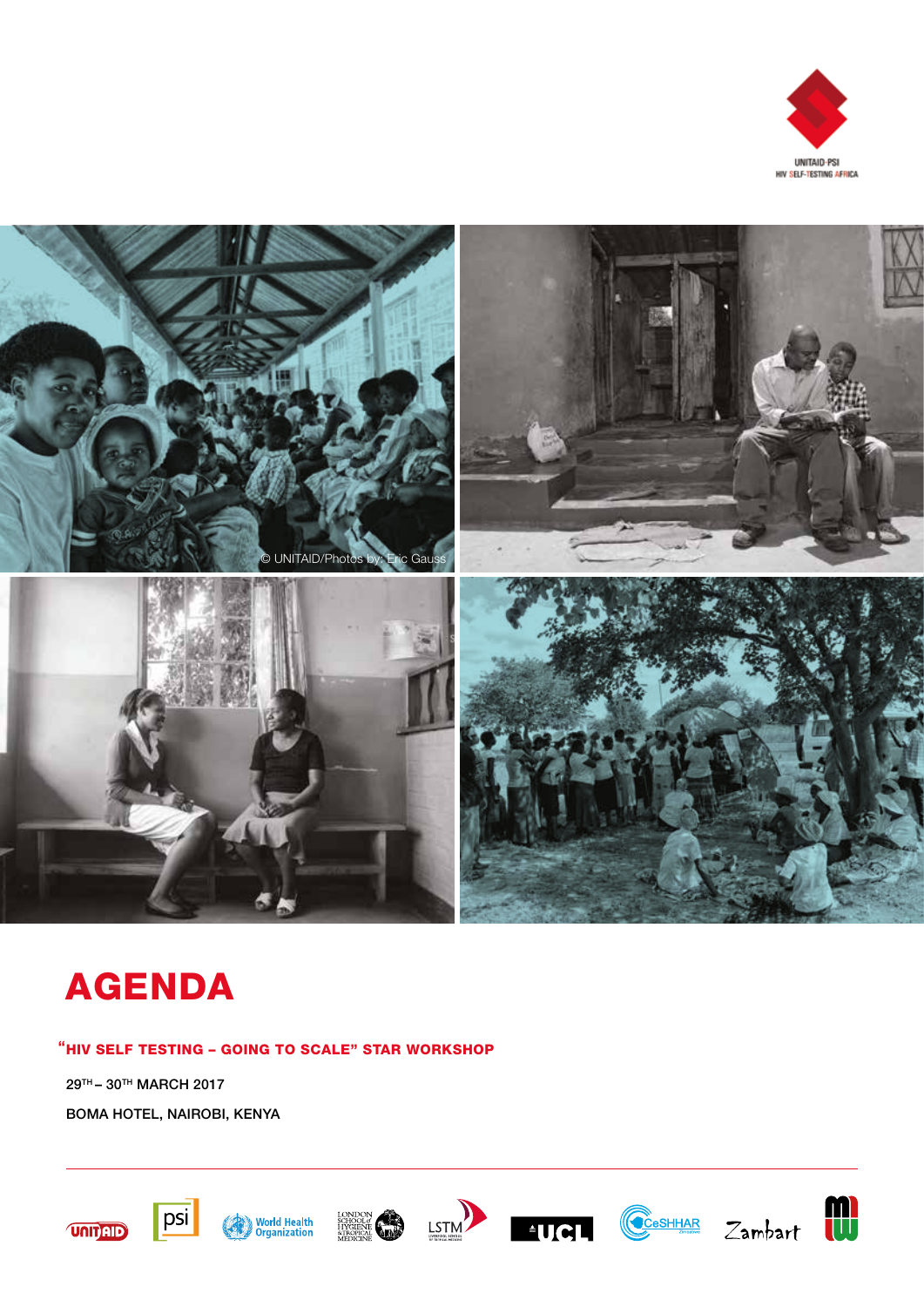UNITAID·PSI
HIV SELF-TESTING AFRICA

© UNITAID/Photos by: Eric Gauss

# AGENDA

## "HIV SELF TESTING – GOING TO SCALE" STAR WORKSHOP

29TH – 30TH MARCH 2017

BOMA HOTEL, NAIROBI, KENYA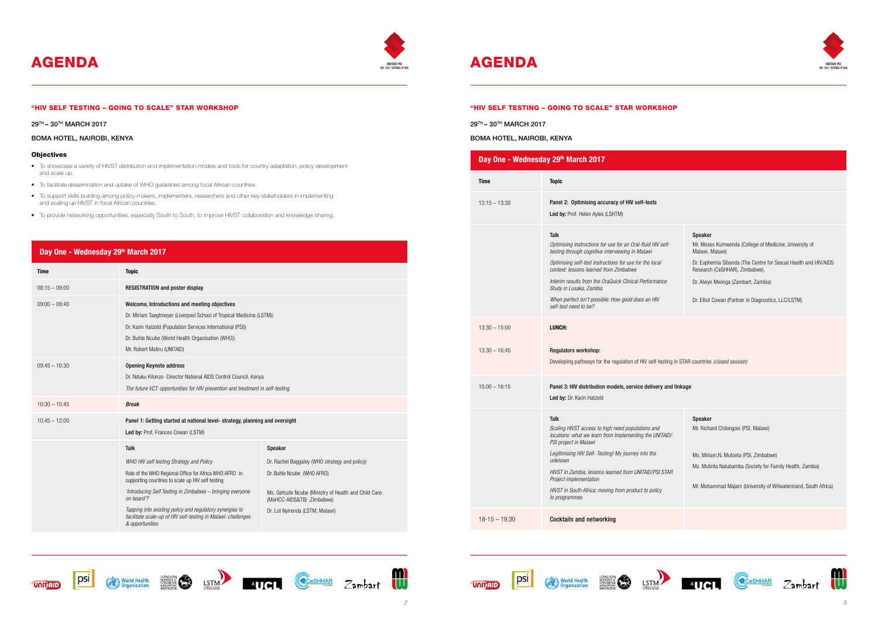# AGENDA

### "HIV SELF TESTING – GOING TO SCALE" STAR WORKSHOP

29TH – 30TH MARCH 2017

BOMA HOTEL, NAIROBI, KENYA

#### Objectives

- To showcase a variety of HIVST distribution and implementation models and tools for country adaptation, policy development and scale up.
- To facilitate dissemination and uptake of WHO guidelines among focal African countries.
- To support skills building among policy-makers, implementers, researchers and other key stakeholders in implementing and scaling up HIVST in focal African countries.
- To provide networking opportunities, especially South to South, to improve HIVST collaboration and knowledge sharing.

## Day One - Wednesday 29th March 2017

| Time | Topic | |
|---|---|---|
| 08:15 – 09:00 | **REGISTRATION and poster display** | |
| 09:00 – 09:40 | **Welcome, Introductions and meeting objectives**<br>Dr. Miriam Taegtmeyer (Liverpool School of Tropical Medicine (LSTM))<br>Dr. Karin Hatzold (Population Services International (PSI))<br>Dr. Buhle Ncube (World Health Organisation (WHO))<br>Mr. Robert Matiru (UNITAID) | |
| 09:45 – 10:30 | **Opening Keynote address**<br>Dr. Nduku Kilonzo- Director National AIDS Control Council, Kenya<br>*The future VCT: opportunities for HIV prevention and treatment in self-testing* | |
| 10:30 – 10:45 | ***Break*** | |
| 10.45 – 12:00 | **Panel 1: Getting started at national level- strategy, planning and oversight**<br>**Led by:** Prof. Frances Cowan (LSTM) | |
| | **Talk** | **Speaker** |
| | *WHO HIV self testing Strategy and Policy* | Dr. Rachel Baggaley (WHO strategy and policy) |
| | Role of the WHO Regional Office for Africa WHO AFRO in supporting countries to scale up HIV self testing | Dr. Buhle Ncube (WHO AFRO) |
| | *'Introducing Self Testing in Zimbabwe – bringing everyone on board'?* | Ms. Getrude Ncube (Ministry of Health and Child Care (MoHCC-AIDS&TB) ,Zimbabwe) |
| | *Tapping into existing policy and regulatory synergies to facilitate scale-up of HIV self-testing in Malawi: challenges & opportunities* | Dr. Lot Nyirenda (LSTM, Malawi) |

# AGENDA

### "HIV SELF TESTING – GOING TO SCALE" STAR WORKSHOP

29TH – 30TH MARCH 2017

BOMA HOTEL, NAIROBI, KENYA

## Day One - Wednesday 29th March 2017

| Time | Topic | |
|---|---|---|
| 12:15 – 13:30 | **Panel 2: Optimising accuracy of HIV self-tests**<br>**Led by:** Prof. Helen Ayles (LSHTM) | |
| | **Talk** | **Speaker** |
| | *Optimising instructions for use for an Oral-fluid HIV self-testing through cognitive interviewing in Malawi* | Mr. Moses Kumwenda (College of Medicine, University of Malawi, Malawi) |
| | *Optimising self-test instructions for use for the local context: lessons learned from Zimbabwe* | Dr. Euphemia Sibanda (The Centre for Sexual Health and HIV/AIDS Research (CeSHHAR), Zimbabwe). |
| | *Interim results from the OraQuick Clinical Performance Study in Lusaka, Zambia* | Dr. Alwyn Mwinga (Zambart, Zambia) |
| | *When perfect isn't possible: How good does an HIV self-test need to be?* | Dr. Elliot Cowan (Partner in Diagnostics, LLC/LSTM) |
| 13:30 – 15:00 | **LUNCH:** | |
| 13:30 – 16:45 | **Regulators workshop:**<br>Developing pathways for the regulation of HIV self-testing in STAR countries *(closed session)* | |
| 15:00 – 16:15 | **Panel 3: HIV distribution models, service delivery and linkage**<br>**Led by:** Dr. Karin Hatzold | |
| | **Talk** | **Speaker** |
| | *Scaling HIVST access to high need populations and locations: what we learn from Implementing the UNITAID/ PSI project in Malawi* | Mr. Richard Chilongosi (PSI, Malawi) |
| | *Legitimising HIV Self- Testing! My journey into the unknown* | Ms. Miriam.N. Mutseta (PSI, Zimbabwe) |
| | *HIVST in Zambia, lessons learned from UNITAID/PSI STAR Project implementation* | Ms. Mutinta Nalubamba (Society for Family Health, Zambia) |
| | *HIVST in South Africa: moving from product to policy to programmes* | Mr. Mohammad Majam (University of Witwatersrand, South Africa) |
| 18-15 – 19:30 | **Cocktails and networking** | |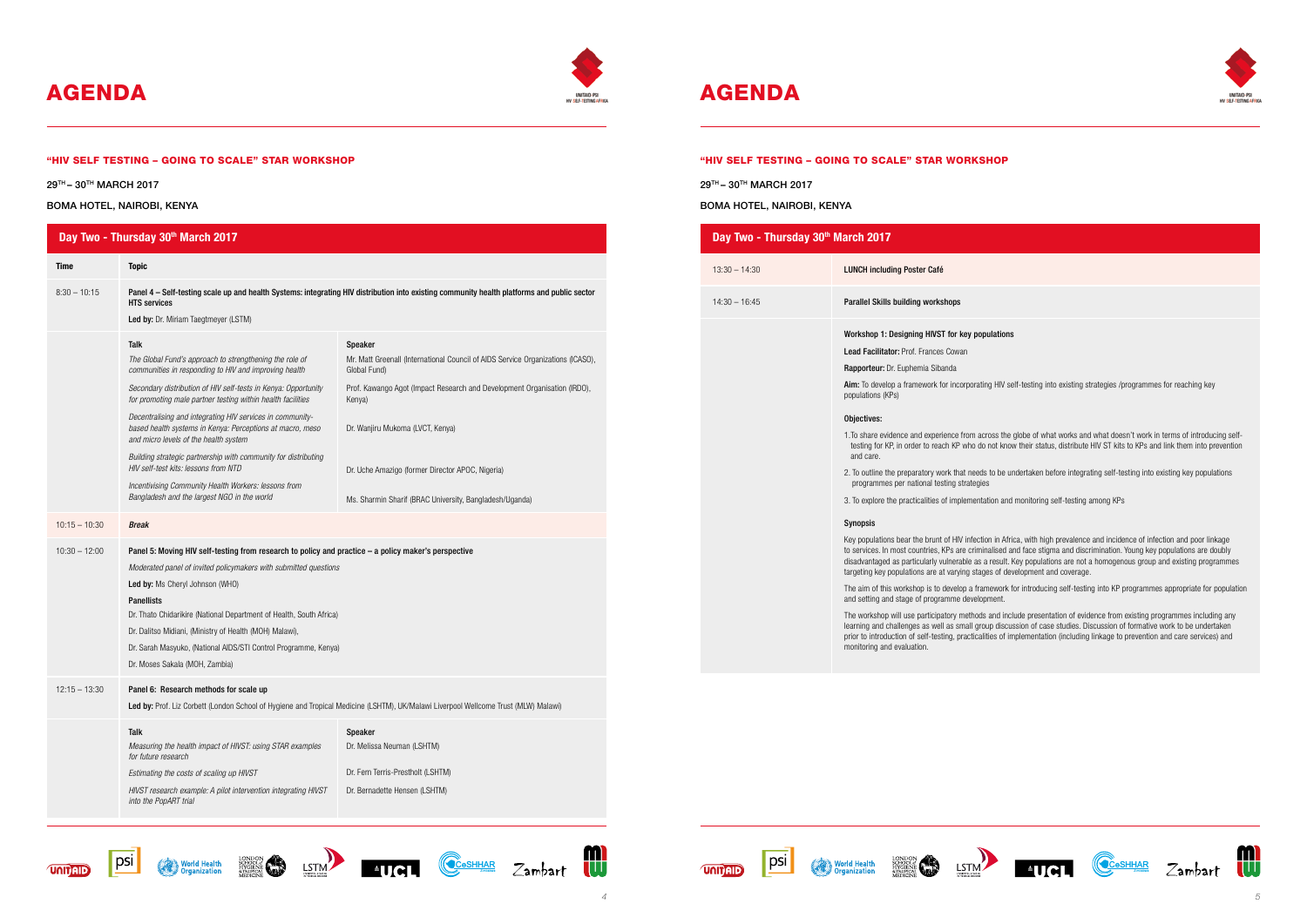# AGENDA

**"HIV SELF TESTING – GOING TO SCALE" STAR WORKSHOP**

29TH – 30TH MARCH 2017

BOMA HOTEL, NAIROBI, KENYA

## Day Two - Thursday 30th March 2017

| Time | Topic | |
|---|---|---|
| 8:30 – 10:15 | **Panel 4 – Self-testing scale up and health Systems: integrating HIV distribution into existing community health platforms and public sector HTS services**<br>**Led by:** Dr. Miriam Taegtmeyer (LSTM) | |
| | **Talk** | **Speaker** |
| | *The Global Fund's approach to strengthening the role of communities in responding to HIV and improving health* | Mr. Matt Greenall (International Council of AIDS Service Organizations (ICASO), Global Fund) |
| | *Secondary distribution of HIV self-tests in Kenya: Opportunity for promoting male partner testing within health facilities* | Prof. Kawango Agot (Impact Research and Development Organisation (IRDO), Kenya) |
| | *Decentralising and integrating HIV services in community-based health systems in Kenya: Perceptions at macro, meso and micro levels of the health system* | Dr. Wanjiru Mukoma (LVCT, Kenya) |
| | *Building strategic partnership with community for distributing HIV self-test kits: lessons from NTD* | Dr. Uche Amazigo (former Director APOC, Nigeria) |
| | *Incentivising Community Health Workers: lessons from Bangladesh and the largest NGO in the world* | Ms. Sharmin Sharif (BRAC University, Bangladesh/Uganda) |
| 10:15 – 10:30 | ***Break*** | |
| 10:30 – 12:00 | **Panel 5: Moving HIV self-testing from research to policy and practice – a policy maker's perspective**<br>*Moderated panel of invited policymakers with submitted questions*<br>**Led by:** Ms Cheryl Johnson (WHO)<br>**Panellists**<br>Dr. Thato Chidarikire (National Department of Health, South Africa)<br>Dr. Dalitso Midiani, (Ministry of Health (MOH) Malawi),<br>Dr. Sarah Masyuko, (National AIDS/STI Control Programme, Kenya)<br>Dr. Moses Sakala (MOH, Zambia) | |
| 12:15 – 13:30 | **Panel 6: Research methods for scale up**<br>**Led by:** Prof. Liz Corbett (London School of Hygiene and Tropical Medicine (LSHTM), UK/Malawi Liverpool Wellcome Trust (MLW) Malawi) | |
| | **Talk** | **Speaker** |
| | *Measuring the health impact of HIVST: using STAR examples for future research* | Dr. Melissa Neuman (LSHTM) |
| | *Estimating the costs of scaling up HIVST* | Dr. Fern Terris-Prestholt (LSHTM) |
| | *HIVST research example: A pilot intervention integrating HIVST into the PopART trial* | Dr. Bernadette Hensen (LSHTM) |

# AGENDA

**"HIV SELF TESTING – GOING TO SCALE" STAR WORKSHOP**

29TH – 30TH MARCH 2017

BOMA HOTEL, NAIROBI, KENYA

## Day Two - Thursday 30th March 2017

| Time | Topic |
|---|---|
| 13:30 – 14:30 | **LUNCH including Poster Café** |
| 14:30 – 16:45 | **Parallel Skills building workshops** |

**Workshop 1: Designing HIVST for key populations**

**Lead Facilitator:** Prof. Frances Cowan

**Rapporteur:** Dr. Euphemia Sibanda

**Aim:** To develop a framework for incorporating HIV self-testing into existing strategies /programmes for reaching key populations (KPs)

**Objectives:**

1. To share evidence and experience from across the globe of what works and what doesn't work in terms of introducing self-testing for KP, in order to reach KP who do not know their status, distribute HIV ST kits to KPs and link them into prevention and care.
2. To outline the preparatory work that needs to be undertaken before integrating self-testing into existing key populations programmes per national testing strategies
3. To explore the practicalities of implementation and monitoring self-testing among KPs

**Synopsis**

Key populations bear the brunt of HIV infection in Africa, with high prevalence and incidence of infection and poor linkage to services. In most countries, KPs are criminalised and face stigma and discrimination. Young key populations are doubly disadvantaged as particularly vulnerable as a result. Key populations are not a homogenous group and existing programmes targeting key populations are at varying stages of development and coverage.

The aim of this workshop is to develop a framework for introducing self-testing into KP programmes appropriate for population and setting and stage of programme development.

The workshop will use participatory methods and include presentation of evidence from existing programmes including any learning and challenges as well as small group discussion of case studies. Discussion of formative work to be undertaken prior to introduction of self-testing, practicalities of implementation (including linkage to prevention and care services) and monitoring and evaluation.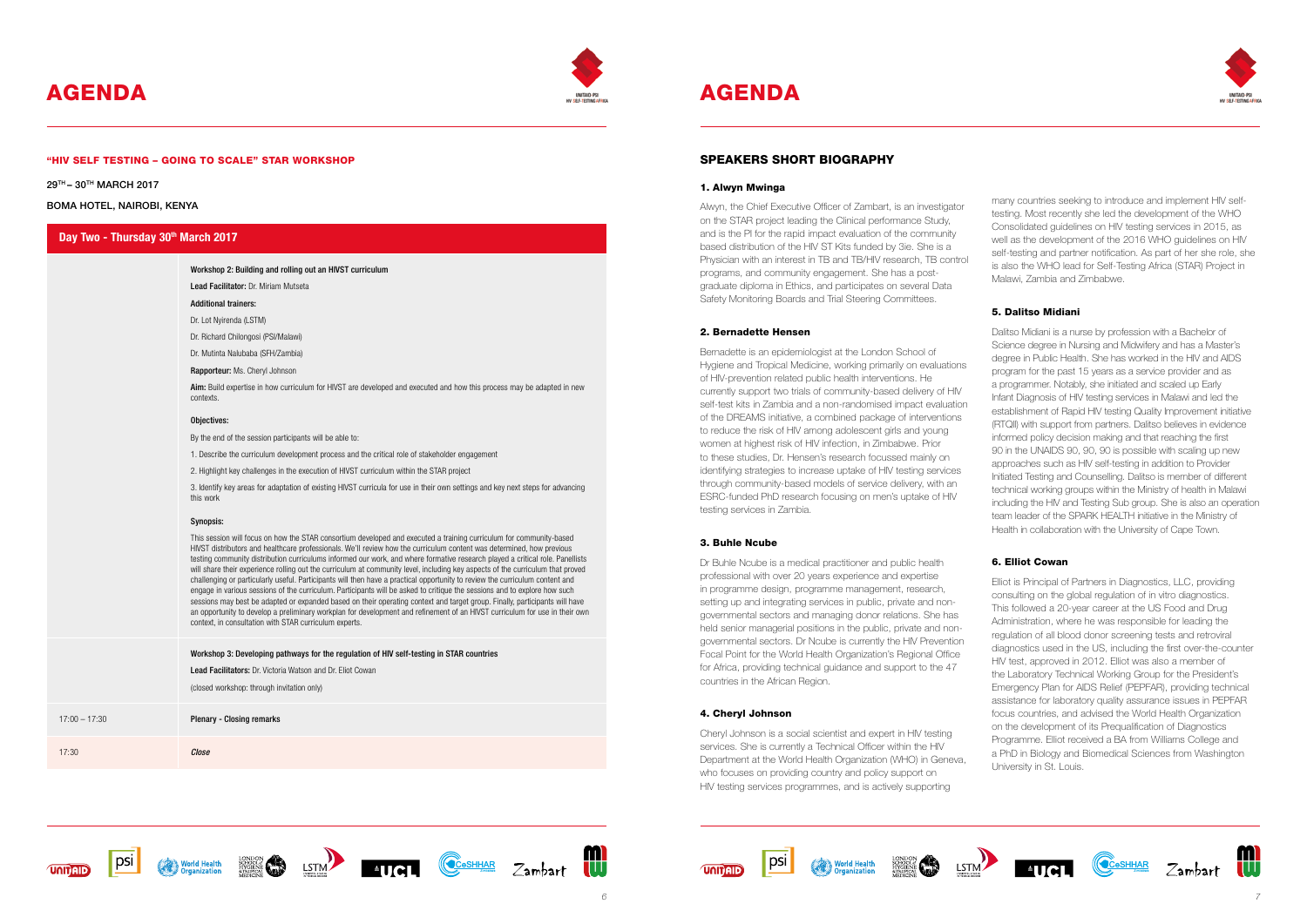# AGENDA

## "HIV SELF TESTING – GOING TO SCALE" STAR WORKSHOP

29TH – 30TH MARCH 2017

BOMA HOTEL, NAIROBI, KENYA

### Day Two - Thursday 30th March 2017

| | |
|---|---|
| | **Workshop 2: Building and rolling out an HIVST curriculum**<br>**Lead Facilitator:** Dr. Miriam Mutseta<br>**Additional trainers:**<br>Dr. Lot Nyirenda (LSTM)<br>Dr. Richard Chilongosi (PSI/Malawi)<br>Dr. Mutinta Nalubaba (SFH/Zambia)<br>**Rapporteur:** Ms. Cheryl Johnson<br>**Aim:** Build expertise in how curriculum for HIVST are developed and executed and how this process may be adapted in new contexts.<br>**Objectives:**<br>By the end of the session participants will be able to:<br>1. Describe the curriculum development process and the critical role of stakeholder engagement<br>2. Highlight key challenges in the execution of HIVST curriculum within the STAR project<br>3. Identify key areas for adaptation of existing HIVST curricula for use in their own settings and key next steps for advancing this work<br>**Synopsis:**<br>This session will focus on how the STAR consortium developed and executed a training curriculum for community-based HIVST distributors and healthcare professionals. We'll review how the curriculum content was determined, how previous testing community distribution curriculums informed our work, and where formative research played a critical role. Panellists will share their experience rolling out the curriculum at community level, including key aspects of the curriculum that proved challenging or particularly useful. Participants will then have a practical opportunity to review the curriculum content and engage in various sessions of the curriculum. Participants will be asked to critique the sessions and to explore how such sessions may best be adapted or expanded based on their operating context and target group. Finally, participants will have an opportunity to develop a preliminary workplan for development and refinement of an HIVST curriculum for use in their own context, in consultation with STAR curriculum experts. |
| | **Workshop 3: Developing pathways for the regulation of HIV self-testing in STAR countries**<br>**Lead Facilitators:** Dr. Victoria Watson and Dr. Eliot Cowan<br>(closed workshop: through invitation only) |
| 17:00 – 17:30 | **Plenary - Closing remarks** |
| 17:30 | ***Close*** |

# AGENDA

## SPEAKERS SHORT BIOGRAPHY

### 1. Alwyn Mwinga

Alwyn, the Chief Executive Officer of Zambart, is an investigator on the STAR project leading the Clinical performance Study, and is the PI for the rapid impact evaluation of the community based distribution of the HIV ST Kits funded by 3ie. She is a Physician with an interest in TB and TB/HIV research, TB control programs, and community engagement. She has a post-graduate diploma in Ethics, and participates on several Data Safety Monitoring Boards and Trial Steering Committees.

### 2. Bernadette Hensen

Bernadette is an epidemiologist at the London School of Hygiene and Tropical Medicine, working primarily on evaluations of HIV-prevention related public health interventions. He currently support two trials of community-based delivery of HIV self-test kits in Zambia and a non-randomised impact evaluation of the DREAMS initiative, a combined package of interventions to reduce the risk of HIV among adolescent girls and young women at highest risk of HIV infection, in Zimbabwe. Prior to these studies, Dr. Hensen's research focussed mainly on identifying strategies to increase uptake of HIV testing services through community-based models of service delivery, with an ESRC-funded PhD research focusing on men's uptake of HIV testing services in Zambia.

### 3. Buhle Ncube

Dr Buhle Ncube is a medical practitioner and public health professional with over 20 years experience and expertise in programme design, programme management, research, setting up and integrating services in public, private and non-governmental sectors and managing donor relations. She has held senior managerial positions in the public, private and non-governmental sectors. Dr Ncube is currently the HIV Prevention Focal Point for the World Health Organization's Regional Office for Africa, providing technical guidance and support to the 47 countries in the African Region.

### 4. Cheryl Johnson

Cheryl Johnson is a social scientist and expert in HIV testing services. She is currently a Technical Officer within the HIV Department at the World Health Organization (WHO) in Geneva, who focuses on providing country and policy support on HIV testing services programmes, and is actively supporting many countries seeking to introduce and implement HIV self-testing. Most recently she led the development of the WHO Consolidated guidelines on HIV testing services in 2015, as well as the development of the 2016 WHO guidelines on HIV self-testing and partner notification. As part of her she role, she is also the WHO lead for Self-Testing Africa (STAR) Project in Malawi, Zambia and Zimbabwe.

### 5. Dalitso Midiani

Dalitso Midiani is a nurse by profession with a Bachelor of Science degree in Nursing and Midwifery and has a Master's degree in Public Health. She has worked in the HIV and AIDS program for the past 15 years as a service provider and as a programmer. Notably, she initiated and scaled up Early Infant Diagnosis of HIV testing services in Malawi and led the establishment of Rapid HIV testing Quality Improvement initiative (RTQII) with support from partners. Dalitso believes in evidence informed policy decision making and that reaching the first 90 in the UNAIDS 90, 90, 90 is possible with scaling up new approaches such as HIV self-testing in addition to Provider Initiated Testing and Counselling. Dalitso is member of different technical working groups within the Ministry of health in Malawi including the HIV and Testing Sub group. She is also an operation team leader of the SPARK HEALTH initiative in the Ministry of Health in collaboration with the University of Cape Town.

### 6. Elliot Cowan

Elliot is Principal of Partners in Diagnostics, LLC, providing consulting on the global regulation of in vitro diagnostics. This followed a 20-year career at the US Food and Drug Administration, where he was responsible for leading the regulation of all blood donor screening tests and retroviral diagnostics used in the US, including the first over-the-counter HIV test, approved in 2012. Elliot was also a member of the Laboratory Technical Working Group for the President's Emergency Plan for AIDS Relief (PEPFAR), providing technical assistance for laboratory quality assurance issues in PEPFAR focus countries, and advised the World Health Organization on the development of its Prequalification of Diagnostics Programme. Elliot received a BA from Williams College and a PhD in Biology and Biomedical Sciences from Washington University in St. Louis.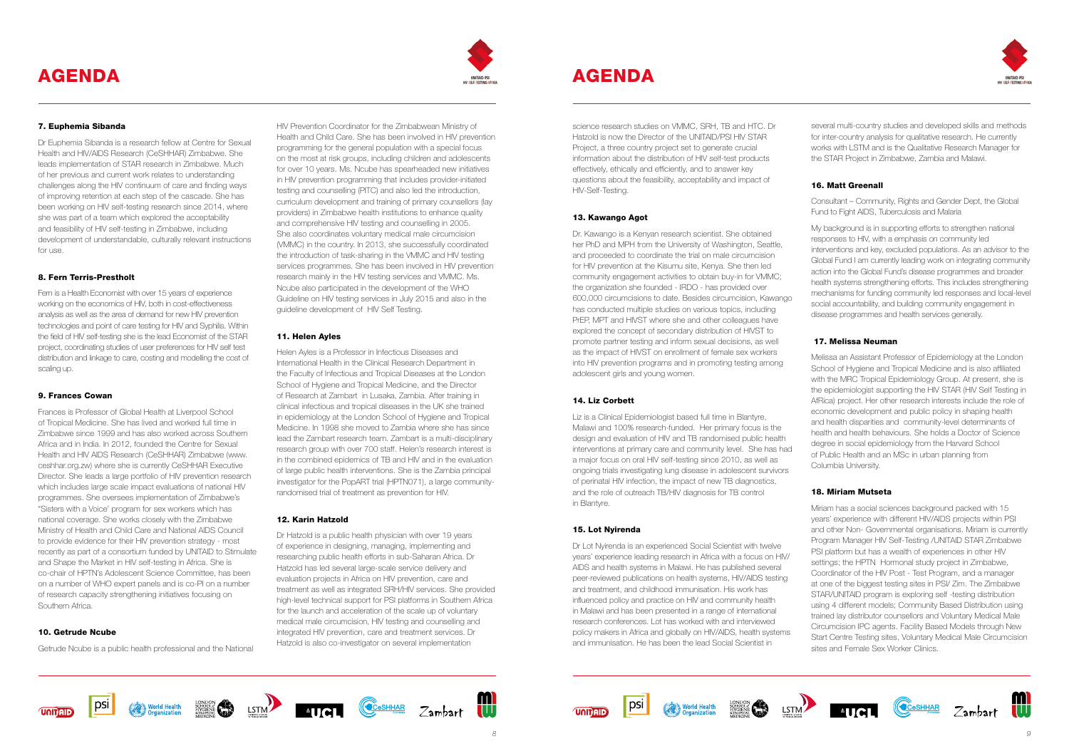# AGENDA

### 7. Euphemia Sibanda

Dr Euphemia Sibanda is a research fellow at Centre for Sexual Health and HIV/AIDS Research (CeSHHAR) Zimbabwe. She leads implementation of STAR research in Zimbabwe. Much of her previous and current work relates to understanding challenges along the HIV continuum of care and finding ways of improving retention at each step of the cascade. She has been working on HIV self-testing research since 2014, where she was part of a team which explored the acceptability and feasibility of HIV self-testing in Zimbabwe, including development of understandable, culturally relevant instructions for use.

### 8. Fern Terris-Prestholt

Fern is a Health Economist with over 15 years of experience working on the economics of HIV, both in cost-effectiveness analysis as well as the area of demand for new HIV prevention technologies and point of care testing for HIV and Syphilis. Within the field of HIV self-testing she is the lead Economist of the STAR project, coordinating studies of user preferences for HIV self test distribution and linkage to care, costing and modelling the cost of scaling up.

### 9. Frances Cowan

Frances is Professor of Global Health at Liverpool School of Tropical Medicine. She has lived and worked full time in Zimbabwe since 1999 and has also worked across Southern Africa and in India. In 2012, founded the Centre for Sexual Health and HIV AIDS Research (CeSHHAR) Zimbabwe (www.ceshhar.org.zw) where she is currently CeSHHAR Executive Director. She leads a large portfolio of HIV prevention research which includes large scale impact evaluations of national HIV programmes. She oversees implementation of Zimbabwe's "Sisters with a Voice' program for sex workers which has national coverage. She works closely with the Zimbabwe Ministry of Health and Child Care and National AIDS Council to provide evidence for their HIV prevention strategy - most recently as part of a consortium funded by UNITAID to Stimulate and Shape the Market in HIV self-testing in Africa. She is co-chair of HPTN's Adolescent Science Committee, has been on a number of WHO expert panels and is co-PI on a number of research capacity strengthening initiatives focusing on Southern Africa.

### 10. Getrude Ncube

Getrude Ncube is a public health professional and the National HIV Prevention Coordinator for the Zimbabwean Ministry of Health and Child Care. She has been involved in HIV prevention programming for the general population with a special focus on the most at risk groups, including children and adolescents for over 10 years. Ms. Ncube has spearheaded new initiatives in HIV prevention programming that includes provider-initiated testing and counselling (PITC) and also led the introduction, curriculum development and training of primary counsellors (lay providers) in Zimbabwe health institutions to enhance quality and comprehensive HIV testing and counselling in 2005. She also coordinates voluntary medical male circumcision (VMMC) in the country. In 2013, she successfully coordinated the introduction of task-sharing in the VMMC and HIV testing services programmes. She has been involved in HIV prevention research mainly in the HIV testing services and VMMC. Ms. Ncube also participated in the development of the WHO Guideline on HIV testing services in July 2015 and also in the guideline development of HIV Self Testing.

### 11. Helen Ayles

Helen Ayles is a Professor in Infectious Diseases and International Health in the Clinical Research Department in the Faculty of Infectious and Tropical Diseases at the London School of Hygiene and Tropical Medicine, and the Director of Research at Zambart in Lusaka, Zambia. After training in clinical infectious and tropical diseases in the UK she trained in epidemiology at the London School of Hygiene and Tropical Medicine. In 1998 she moved to Zambia where she has since lead the Zambart research team. Zambart is a multi-disciplinary research group with over 700 staff. Helen's research interest is in the combined epidemics of TB and HIV and in the evaluation of large public health interventions. She is the Zambia principal investigator for the PopART trial (HPTN071), a large community-randomised trial of treatment as prevention for HIV.

### 12. Karin Hatzold

Dr Hatzold is a public health physician with over 19 years of experience in designing, managing, implementing and researching public health efforts in sub-Saharan Africa. Dr Hatzold has led several large-scale service delivery and evaluation projects in Africa on HIV prevention, care and treatment as well as integrated SRH/HIV services. She provided high-level technical support for PSI platforms in Southern Africa for the launch and acceleration of the scale up of voluntary medical male circumcision, HIV testing and counselling and integrated HIV prevention, care and treatment services. Dr Hatzold is also co-investigator on several implementation science research studies on VMMC, SRH, TB and HTC. Dr Hatzold is now the Director of the UNITAID/PSI HIV STAR Project, a three country project set to generate crucial information about the distribution of HIV self-test products effectively, ethically and efficiently, and to answer key questions about the feasibility, acceptability and impact of HIV-Self-Testing.

### 13. Kawango Agot

Dr. Kawango is a Kenyan research scientist. She obtained her PhD and MPH from the University of Washington, Seattle, and proceeded to coordinate the trial on male circumcision for HIV prevention at the Kisumu site, Kenya. She then led community engagement activities to obtain buy-in for VMMC; the organization she founded - IRDO - has provided over 600,000 circumcisions to date. Besides circumcision, Kawango has conducted multiple studies on various topics, including PrEP, MPT and HIVST where she and other colleagues have explored the concept of secondary distribution of HIVST to promote partner testing and inform sexual decisions, as well as the impact of HIVST on enrollment of female sex workers into HIV prevention programs and in promoting testing among adolescent girls and young women.

### 14. Liz Corbett

Liz is a Clinical Epidemiologist based full time in Blantyre, Malawi and 100% research-funded. Her primary focus is the design and evaluation of HIV and TB randomised public health interventions at primary care and community level. She has had a major focus on oral HIV self-testing since 2010, as well as ongoing trials investigating lung disease in adolescent survivors of perinatal HIV infection, the impact of new TB diagnostics, and the role of outreach TB/HIV diagnosis for TB control in Blantyre.

### 15. Lot Nyirenda

Dr Lot Nyirenda is an experienced Social Scientist with twelve years' experience leading research in Africa with a focus on HIV/AIDS and health systems in Malawi. He has published several peer-reviewed publications on health systems, HIV/AIDS testing and treatment, and childhood immunisation. His work has influenced policy and practice on HIV and community health in Malawi and has been presented in a range of international research conferences. Lot has worked with and interviewed policy makers in Africa and globally on HIV/AIDS, health systems and immunisation. He has been the lead Social Scientist in several multi-country studies and developed skills and methods for inter-country analysis for qualitative research. He currently works with LSTM and is the Qualitative Research Manager for the STAR Project in Zimbabwe, Zambia and Malawi.

### 16. Matt Greenall

Consultant – Community, Rights and Gender Dept, the Global Fund to Fight AIDS, Tuberculosis and Malaria

My background is in supporting efforts to strengthen national responses to HIV, with a emphasis on community led interventions and key, excluded populations. As an advisor to the Global Fund I am currently leading work on integrating community action into the Global Fund's disease programmes and broader health systems strengthening efforts. This includes strengthening mechanisms for funding community led responses and local-level social accountability, and building community engagement in disease programmes and health services generally.

### 17. Melissa Neuman

Melissa an Assistant Professor of Epidemiology at the London School of Hygiene and Tropical Medicine and is also affiliated with the MRC Tropical Epidemiology Group. At present, she is the epidemiologist supporting the HIV STAR (HIV Self Testing in AfRica) project. Her other research interests include the role of economic development and public policy in shaping health and health disparities and community-level determinants of health and health behaviours. She holds a Doctor of Science degree in social epidemiology from the Harvard School of Public Health and an MSc in urban planning from Columbia University.

### 18. Miriam Mutseta

Miriam has a social sciences background packed with 15 years' experience with different HIV/AIDS projects within PSI and other Non- Governmental organisations. Miriam is currently Program Manager HIV Self-Testing /UNITAID STAR Zimbabwe PSI platform but has a wealth of experiences in other HIV settings; the HPTN Hormonal study project in Zimbabwe, Coordinator of the HIV Post - Test Program, and a manager at one of the biggest testing sites in PSI/ Zim. The Zimbabwe STAR/UNITAID program is exploring self -testing distribution using 4 different models; Community Based Distribution using trained lay distributor counsellors and Voluntary Medical Male Circumcision IPC agents. Facility Based Models through New Start Centre Testing sites, Voluntary Medical Male Circumcision sites and Female Sex Worker Clinics.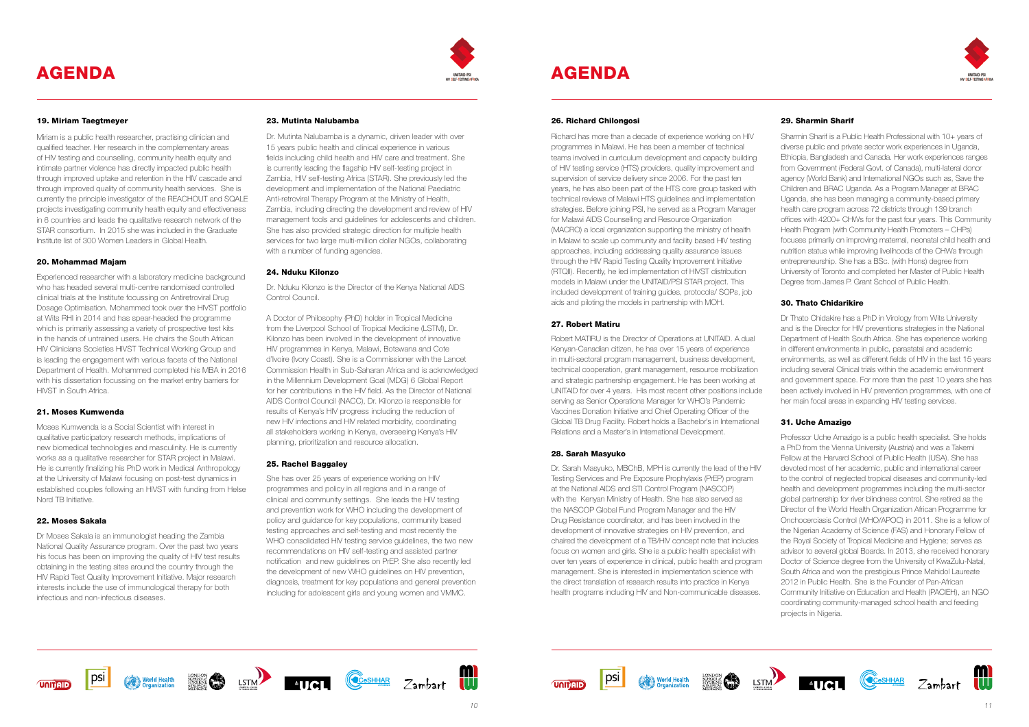# AGENDA

### 19. Miriam Taegtmeyer

Miriam is a public health researcher, practising clinician and qualified teacher. Her research in the complementary areas of HIV testing and counselling, community health equity and intimate partner violence has directly impacted public health through improved uptake and retention in the HIV cascade and through improved quality of community health services. She is currently the principle investigator of the REACHOUT and SQALE projects investigating community health equity and effectiveness in 6 countries and leads the qualitative research network of the STAR consortium. In 2015 she was included in the Graduate Institute list of 300 Women Leaders in Global Health.

### 20. Mohammad Majam

Experienced researcher with a laboratory medicine background who has headed several multi-centre randomised controlled clinical trials at the Institute focussing on Antiretroviral Drug Dosage Optimisation. Mohammed took over the HIVST portfolio at Wits RHI in 2014 and has spear-headed the programme which is primarily assessing a variety of prospective test kits in the hands of untrained users. He chairs the South African HIV Clinicians Societies HIVST Technical Working Group and is leading the engagement with various facets of the National Department of Health. Mohammed completed his MBA in 2016 with his dissertation focussing on the market entry barriers for HIVST in South Africa.

### 21. Moses Kumwenda

Moses Kumwenda is a Social Scientist with interest in qualitative participatory research methods, implications of new biomedical technologies and masculinity. He is currently works as a qualitative researcher for STAR project in Malawi. He is currently finalizing his PhD work in Medical Anthropology at the University of Malawi focusing on post-test dynamics in established couples following an HIVST with funding from Helse Nord TB Initiative.

### 22. Moses Sakala

Dr Moses Sakala is an immunologist heading the Zambia National Quality Assurance program. Over the past two years his focus has been on improving the quality of HIV test results obtaining in the testing sites around the country through the HIV Rapid Test Quality Improvement Initiative. Major research interests include the use of immunological therapy for both infectious and non-infectious diseases.

### 23. Mutinta Nalubamba

Dr. Mutinta Nalubamba is a dynamic, driven leader with over 15 years public health and clinical experience in various fields including child health and HIV care and treatment. She is currently leading the flagship HIV self-testing project in Zambia, HIV self-testing Africa (STAR). She previously led the development and implementation of the National Paediatric Anti-retroviral Therapy Program at the Ministry of Health, Zambia, including directing the development and review of HIV management tools and guidelines for adolescents and children. She has also provided strategic direction for multiple health services for two large multi-million dollar NGOs, collaborating with a number of funding agencies.

### 24. Nduku Kilonzo

Dr. Nduku Kilonzo is the Director of the Kenya National AIDS Control Council.

A Doctor of Philosophy (PhD) holder in Tropical Medicine from the Liverpool School of Tropical Medicine (LSTM), Dr. Kilonzo has been involved in the development of innovative HIV programmes in Kenya, Malawi, Botswana and Cote d'Ivoire (Ivory Coast). She is a Commissioner with the Lancet Commission Health in Sub-Saharan Africa and is acknowledged in the Millennium Development Goal (MDG) 6 Global Report for her contributions in the HIV field. As the Director of National AIDS Control Council (NACC), Dr. Kilonzo is responsible for results of Kenya's HIV progress including the reduction of new HIV infections and HIV related morbidity, coordinating all stakeholders working in Kenya, overseeing Kenya's HIV planning, prioritization and resource allocation.

### 25. Rachel Baggaley

She has over 25 years of experience working on HIV programmes and policy in all regions and in a range of clinical and community settings. She leads the HIV testing and prevention work for WHO including the development of policy and guidance for key populations, community based testing approaches and self-testing and most recently the WHO consolidated HIV testing service guidelines, the two new recommendations on HIV self-testing and assisted partner notification and new guidelines on PrEP. She also recently led the development of new WHO guidelines on HIV prevention, diagnosis, treatment for key populations and general prevention including for adolescent girls and young women and VMMC.

# AGENDA

### 26. Richard Chilongosi

Richard has more than a decade of experience working on HIV programmes in Malawi. He has been a member of technical teams involved in curriculum development and capacity building of HIV testing service (HTS) providers, quality improvement and supervision of service delivery since 2006. For the past ten years, he has also been part of the HTS core group tasked with technical reviews of Malawi HTS guidelines and implementation strategies. Before joining PSI, he served as a Program Manager for Malawi AIDS Counselling and Resource Organization (MACRO) a local organization supporting the ministry of health in Malawi to scale up community and facility based HIV testing approaches, including addressing quality assurance issues through the HIV Rapid Testing Quality Improvement Initiative (RTQII). Recently, he led implementation of HIVST distribution models in Malawi under the UNITAID/PSI STAR project. This included development of training guides, protocols/ SOPs, job aids and piloting the models in partnership with MOH.

### 27. Robert Matiru

Robert MATIRU is the Director of Operations at UNITAID. A dual Kenyan-Canadian citizen, he has over 15 years of experience in multi-sectoral program management, business development, technical cooperation, grant management, resource mobilization and strategic partnership engagement. He has been working at UNITAID for over 4 years. His most recent other positions include serving as Senior Operations Manager for WHO's Pandemic Vaccines Donation Initiative and Chief Operating Officer of the Global TB Drug Facility. Robert holds a Bachelor's in International Relations and a Master's in International Development.

### 28. Sarah Masyuko

Dr. Sarah Masyuko, MBChB, MPH is currently the lead of the HIV Testing Services and Pre Exposure Prophylaxis (PrEP) program at the National AIDS and STI Control Program (NASCOP) with the Kenyan Ministry of Health. She has also served as the NASCOP Global Fund Program Manager and the HIV Drug Resistance coordinator, and has been involved in the development of innovative strategies on HIV prevention, and chaired the development of a TB/HIV concept note that includes focus on women and girls. She is a public health specialist with over ten years of experience in clinical, public health and program management. She is interested in implementation science with the direct translation of research results into practice in Kenya health programs including HIV and Non-communicable diseases.

### 29. Sharmin Sharif

Sharmin Sharif is a Public Health Professional with 10+ years of diverse public and private sector work experiences in Uganda, Ethiopia, Bangladesh and Canada. Her work experiences ranges from Government (Federal Govt. of Canada), multi-lateral donor agency (World Bank) and International NGOs such as, Save the Children and BRAC Uganda. As a Program Manager at BRAC Uganda, she has been managing a community-based primary health care program across 72 districts through 139 branch offices with 4200+ CHWs for the past four years. This Community Health Program (with Community Health Promoters – CHPs) focuses primarily on improving maternal, neonatal child health and nutrition status while improving livelihoods of the CHWs through entrepreneurship. She has a BSc. (with Hons) degree from University of Toronto and completed her Master of Public Health Degree from James P. Grant School of Public Health.

### 30. Thato Chidarikire

Dr Thato Chidakire has a PhD in Virology from Wits University and is the Director for HIV preventions strategies in the National Department of Health South Africa. She has experience working in different environments in public, parastatal and academic environments, as well as different fields of HIV in the last 15 years including several Clinical trials within the academic environment and government space. For more than the past 10 years she has been actively involved in HIV prevention programmes, with one of her main focal areas in expanding HIV testing services.

### 31. Uche Amazigo

Professor Uche Amazigo is a public health specialist. She holds a PhD from the Vienna University (Austria) and was a Takemi Fellow at the Harvard School of Public Health (USA). She has devoted most of her academic, public and international career to the control of neglected tropical diseases and community-led health and development programmes including the multi-sector global partnership for river blindness control. She retired as the Director of the World Health Organization African Programme for Onchocerciasis Control (WHO/APOC) in 2011. She is a fellow of the Nigerian Academy of Science (FAS) and Honorary Fellow of the Royal Society of Tropical Medicine and Hygiene; serves as advisor to several global Boards. In 2013, she received honorary Doctor of Science degree from the University of KwaZulu-Natal, South Africa and won the prestigious Prince Mahidol Laureate 2012 in Public Health. She is the Founder of Pan-African Community Initiative on Education and Health (PACIEH), an NGO coordinating community-managed school health and feeding projects in Nigeria.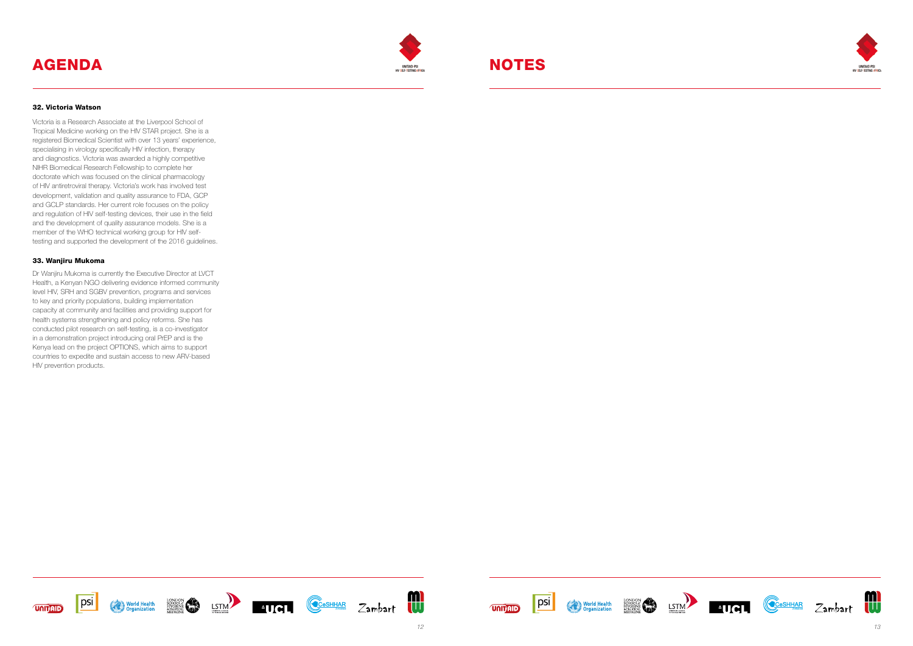# AGENDA

### 32. Victoria Watson

Victoria is a Research Associate at the Liverpool School of Tropical Medicine working on the HIV STAR project. She is a registered Biomedical Scientist with over 13 years' experience, specialising in virology specifically HIV infection, therapy and diagnostics. Victoria was awarded a highly competitive NIHR Biomedical Research Fellowship to complete her doctorate which was focused on the clinical pharmacology of HIV antiretroviral therapy. Victoria's work has involved test development, validation and quality assurance to FDA, GCP and GCLP standards. Her current role focuses on the policy and regulation of HIV self-testing devices, their use in the field and the development of quality assurance models. She is a member of the WHO technical working group for HIV self-testing and supported the development of the 2016 guidelines.

### 33. Wanjiru Mukoma

Dr Wanjiru Mukoma is currently the Executive Director at LVCT Health, a Kenyan NGO delivering evidence informed community level HIV, SRH and SGBV prevention, programs and services to key and priority populations, building implementation capacity at community and facilities and providing support for health systems strengthening and policy reforms. She has conducted pilot research on self-testing, is a co-investigator in a demonstration project introducing oral PrEP and is the Kenya lead on the project OPTIONS, which aims to support countries to expedite and sustain access to new ARV-based HIV prevention products.

# NOTES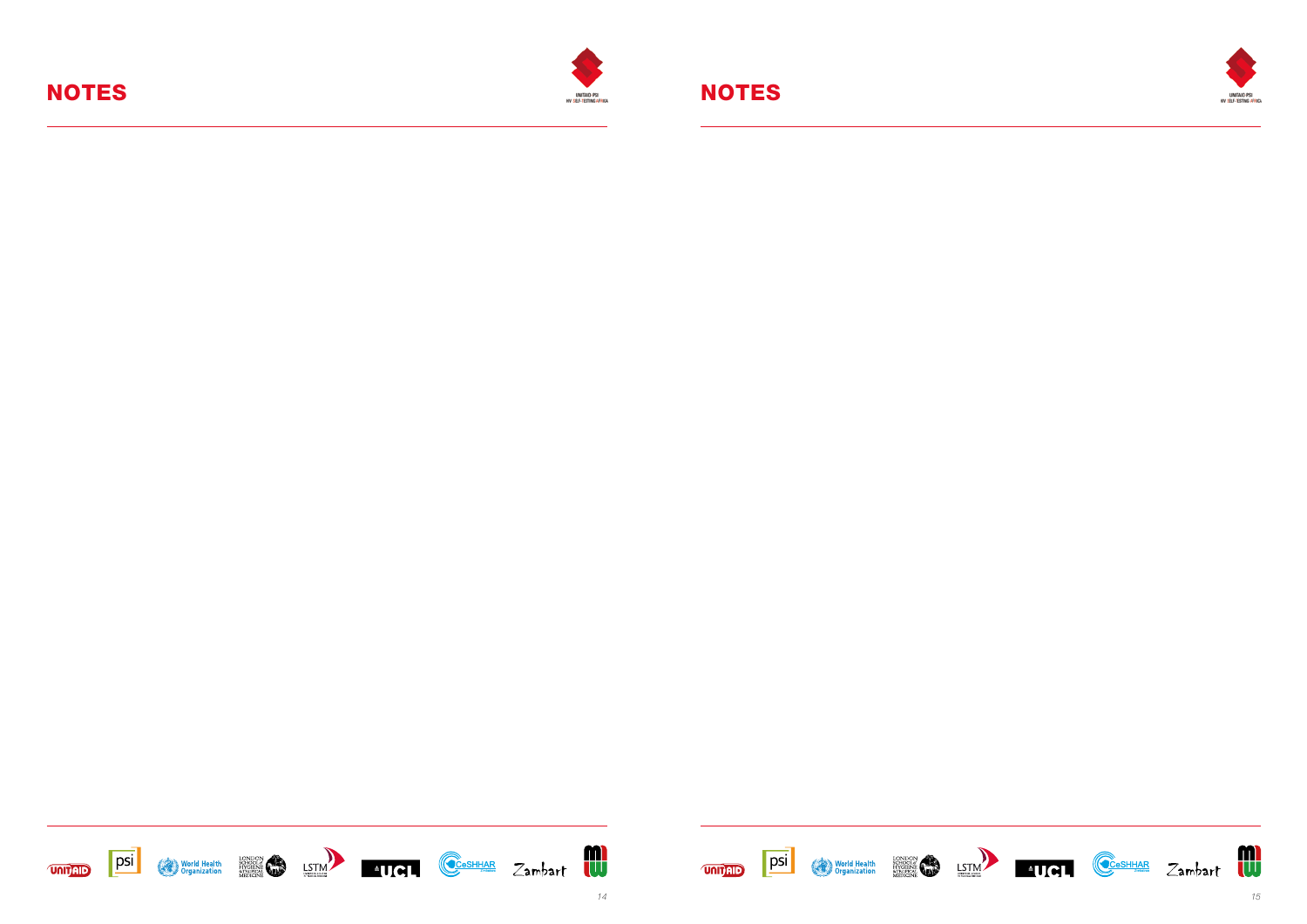# NOTES

# NOTES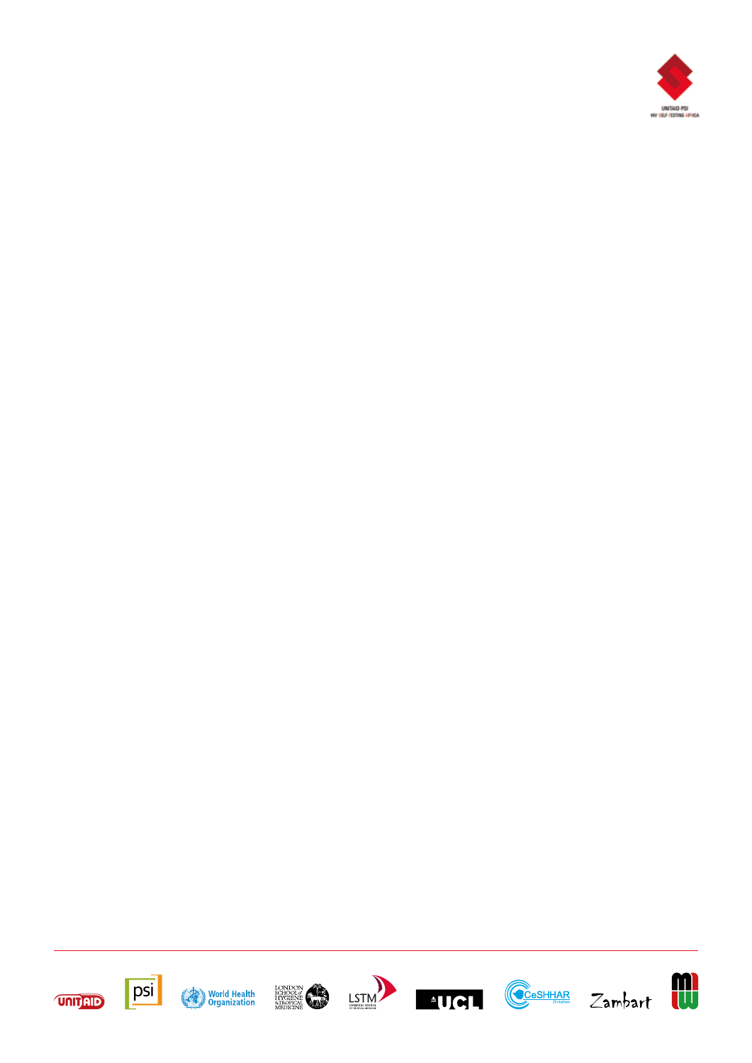UNITAID-PSI

HIV SELF-TESTING AFRICA